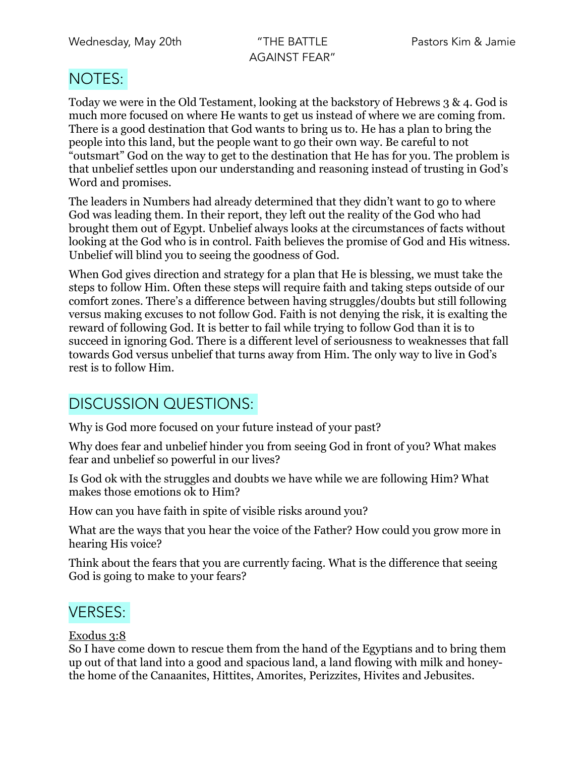Wednesday, May 20th "THE BATTLE AGAINST FEAR" Pastors Kim & Jamie

## NOTES:

Today we were in the Old Testament, looking at the backstory of Hebrews 3 & 4. God is much more focused on where He wants to get us instead of where we are coming from. There is a good destination that God wants to bring us to. He has a plan to bring the people into this land, but the people want to go their own way. Be careful to not "outsmart" God on the way to get to the destination that He has for you. The problem is that unbelief settles upon our understanding and reasoning instead of trusting in God's Word and promises.

The leaders in Numbers had already determined that they didn't want to go to where God was leading them. In their report, they left out the reality of the God who had brought them out of Egypt. Unbelief always looks at the circumstances of facts without looking at the God who is in control. Faith believes the promise of God and His witness. Unbelief will blind you to seeing the goodness of God.

When God gives direction and strategy for a plan that He is blessing, we must take the steps to follow Him. Often these steps will require faith and taking steps outside of our comfort zones. There's a difference between having struggles/doubts but still following versus making excuses to not follow God. Faith is not denying the risk, it is exalting the reward of following God. It is better to fail while trying to follow God than it is to succeed in ignoring God. There is a different level of seriousness to weaknesses that fall towards God versus unbelief that turns away from Him. The only way to live in God's rest is to follow Him.

## DISCUSSION QUESTIONS:

Why is God more focused on your future instead of your past?

Why does fear and unbelief hinder you from seeing God in front of you? What makes fear and unbelief so powerful in our lives?

Is God ok with the struggles and doubts we have while we are following Him? What makes those emotions ok to Him?

How can you have faith in spite of visible risks around you?

What are the ways that you hear the voice of the Father? How could you grow more in hearing His voice?

Think about the fears that you are currently facing. What is the difference that seeing God is going to make to your fears?

## VERSES:

Exodus 3:8
So I have come down to rescue them from the hand of the Egyptians and to bring them up out of that land into a good and spacious land, a land flowing with milk and honey- the home of the Canaanites, Hittites, Amorites, Perizzites, Hivites and Jebusites.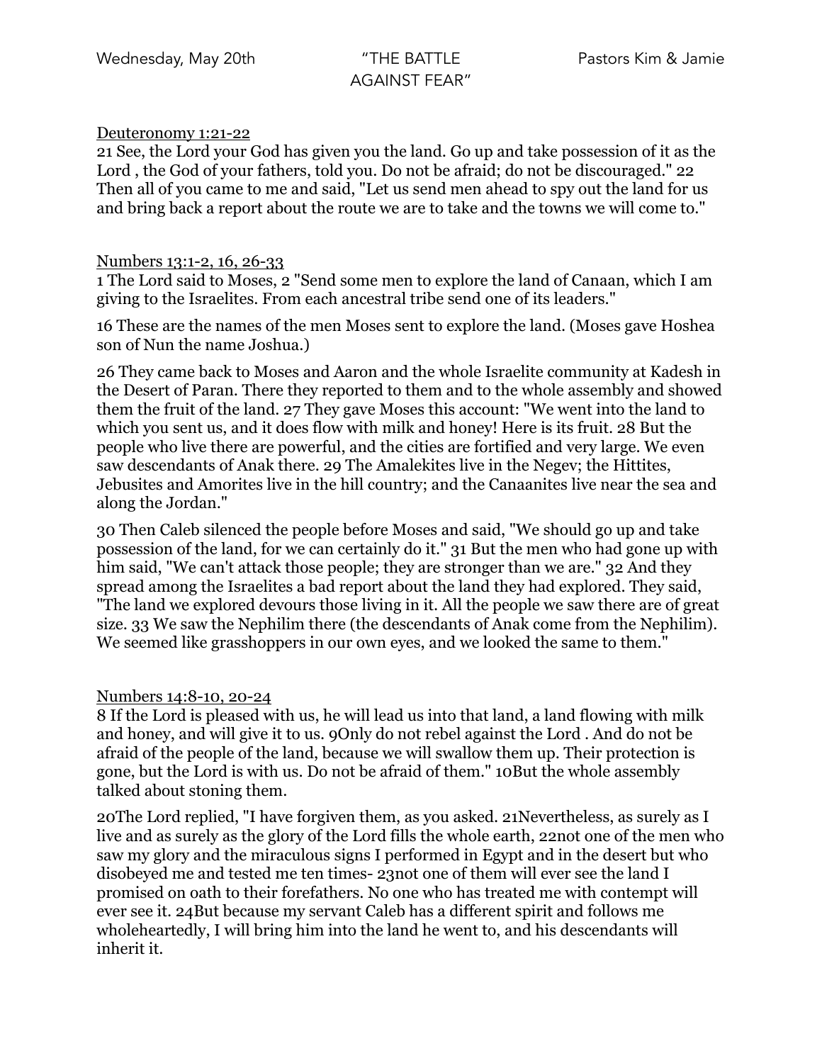Wednesday, May 20th "THE BATTLE AGAINST FEAR" Pastors Kim & Jamie

Deuteronomy 1:21-22

21 See, the Lord your God has given you the land. Go up and take possession of it as the Lord , the God of your fathers, told you. Do not be afraid; do not be discouraged." 22 Then all of you came to me and said, "Let us send men ahead to spy out the land for us and bring back a report about the route we are to take and the towns we will come to."

Numbers 13:1-2, 16, 26-33

1 The Lord said to Moses, 2 "Send some men to explore the land of Canaan, which I am giving to the Israelites. From each ancestral tribe send one of its leaders."

16 These are the names of the men Moses sent to explore the land. (Moses gave Hoshea son of Nun the name Joshua.)

26 They came back to Moses and Aaron and the whole Israelite community at Kadesh in the Desert of Paran. There they reported to them and to the whole assembly and showed them the fruit of the land. 27 They gave Moses this account: "We went into the land to which you sent us, and it does flow with milk and honey! Here is its fruit. 28 But the people who live there are powerful, and the cities are fortified and very large. We even saw descendants of Anak there. 29 The Amalekites live in the Negev; the Hittites, Jebusites and Amorites live in the hill country; and the Canaanites live near the sea and along the Jordan."

30 Then Caleb silenced the people before Moses and said, "We should go up and take possession of the land, for we can certainly do it." 31 But the men who had gone up with him said, "We can't attack those people; they are stronger than we are." 32 And they spread among the Israelites a bad report about the land they had explored. They said, "The land we explored devours those living in it. All the people we saw there are of great size. 33 We saw the Nephilim there (the descendants of Anak come from the Nephilim). We seemed like grasshoppers in our own eyes, and we looked the same to them."

Numbers 14:8-10, 20-24

8 If the Lord is pleased with us, he will lead us into that land, a land flowing with milk and honey, and will give it to us. 9Only do not rebel against the Lord . And do not be afraid of the people of the land, because we will swallow them up. Their protection is gone, but the Lord is with us. Do not be afraid of them." 10But the whole assembly talked about stoning them.

20The Lord replied, "I have forgiven them, as you asked. 21Nevertheless, as surely as I live and as surely as the glory of the Lord fills the whole earth, 22not one of the men who saw my glory and the miraculous signs I performed in Egypt and in the desert but who disobeyed me and tested me ten times- 23not one of them will ever see the land I promised on oath to their forefathers. No one who has treated me with contempt will ever see it. 24But because my servant Caleb has a different spirit and follows me wholeheartedly, I will bring him into the land he went to, and his descendants will inherit it.